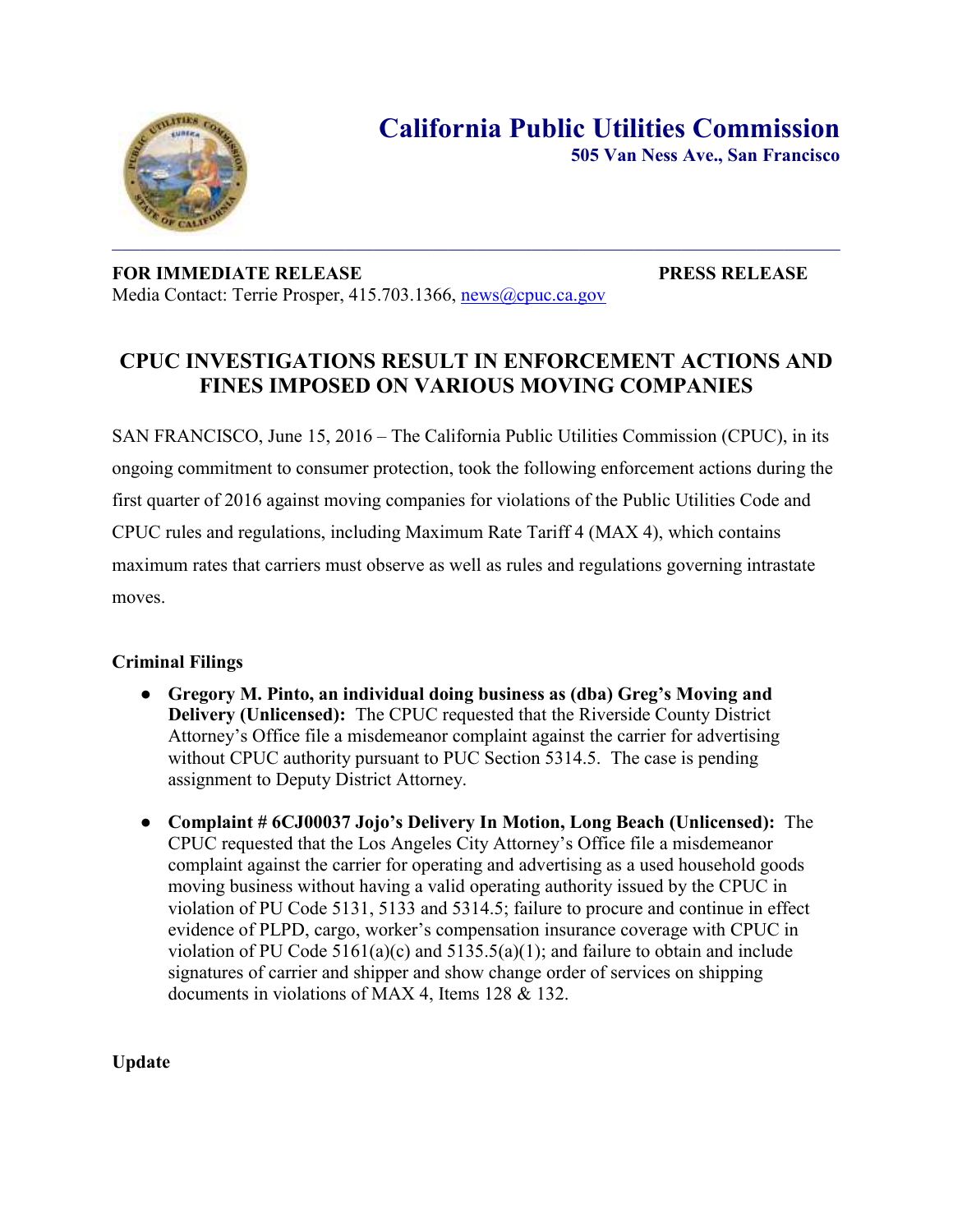# California Public Utilities Commission

**505 Van Ness Ave., San Francisco**

**FOR IMMEDIATE RELEASE** **PRESS RELEASE**

Media Contact: Terrie Prosper, 415.703.1366, news@cpuc.ca.gov

## CPUC INVESTIGATIONS RESULT IN ENFORCEMENT ACTIONS AND FINES IMPOSED ON VARIOUS MOVING COMPANIES

SAN FRANCISCO, June 15, 2016 – The California Public Utilities Commission (CPUC), in its ongoing commitment to consumer protection, took the following enforcement actions during the first quarter of 2016 against moving companies for violations of the Public Utilities Code and CPUC rules and regulations, including Maximum Rate Tariff 4 (MAX 4), which contains maximum rates that carriers must observe as well as rules and regulations governing intrastate moves.

### Criminal Filings

- **Gregory M. Pinto, an individual doing business as (dba) Greg's Moving and Delivery (Unlicensed):** The CPUC requested that the Riverside County District Attorney's Office file a misdemeanor complaint against the carrier for advertising without CPUC authority pursuant to PUC Section 5314.5. The case is pending assignment to Deputy District Attorney.
- **Complaint # 6CJ00037 Jojo's Delivery In Motion, Long Beach (Unlicensed):** The CPUC requested that the Los Angeles City Attorney's Office file a misdemeanor complaint against the carrier for operating and advertising as a used household goods moving business without having a valid operating authority issued by the CPUC in violation of PU Code 5131, 5133 and 5314.5; failure to procure and continue in effect evidence of PLPD, cargo, worker's compensation insurance coverage with CPUC in violation of PU Code 5161(a)(c) and 5135.5(a)(1); and failure to obtain and include signatures of carrier and shipper and show change order of services on shipping documents in violations of MAX 4, Items 128 & 132.

### Update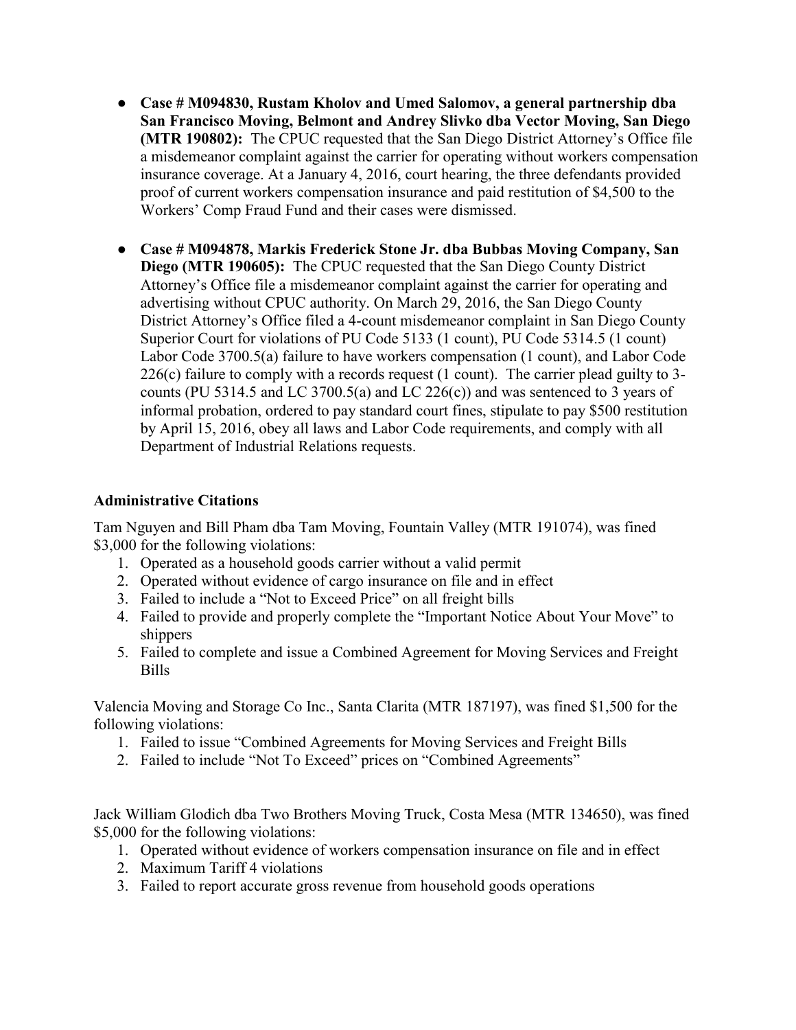- **Case # M094830, Rustam Kholov and Umed Salomov, a general partnership dba San Francisco Moving, Belmont and Andrey Slivko dba Vector Moving, San Diego (MTR 190802):** The CPUC requested that the San Diego District Attorney's Office file a misdemeanor complaint against the carrier for operating without workers compensation insurance coverage. At a January 4, 2016, court hearing, the three defendants provided proof of current workers compensation insurance and paid restitution of $4,500 to the Workers' Comp Fraud Fund and their cases were dismissed.

- **Case # M094878, Markis Frederick Stone Jr. dba Bubbas Moving Company, San Diego (MTR 190605):** The CPUC requested that the San Diego County District Attorney's Office file a misdemeanor complaint against the carrier for operating and advertising without CPUC authority. On March 29, 2016, the San Diego County District Attorney's Office filed a 4-count misdemeanor complaint in San Diego County Superior Court for violations of PU Code 5133 (1 count), PU Code 5314.5 (1 count) Labor Code 3700.5(a) failure to have workers compensation (1 count), and Labor Code 226(c) failure to comply with a records request (1 count). The carrier plead guilty to 3-counts (PU 5314.5 and LC 3700.5(a) and LC 226(c)) and was sentenced to 3 years of informal probation, ordered to pay standard court fines, stipulate to pay $500 restitution by April 15, 2016, obey all laws and Labor Code requirements, and comply with all Department of Industrial Relations requests.

### Administrative Citations

Tam Nguyen and Bill Pham dba Tam Moving, Fountain Valley (MTR 191074), was fined $3,000 for the following violations:

1. Operated as a household goods carrier without a valid permit
2. Operated without evidence of cargo insurance on file and in effect
3. Failed to include a "Not to Exceed Price" on all freight bills
4. Failed to provide and properly complete the "Important Notice About Your Move" to shippers
5. Failed to complete and issue a Combined Agreement for Moving Services and Freight Bills

Valencia Moving and Storage Co Inc., Santa Clarita (MTR 187197), was fined $1,500 for the following violations:

1. Failed to issue "Combined Agreements for Moving Services and Freight Bills
2. Failed to include "Not To Exceed" prices on "Combined Agreements"

Jack William Glodich dba Two Brothers Moving Truck, Costa Mesa (MTR 134650), was fined $5,000 for the following violations:

1. Operated without evidence of workers compensation insurance on file and in effect
2. Maximum Tariff 4 violations
3. Failed to report accurate gross revenue from household goods operations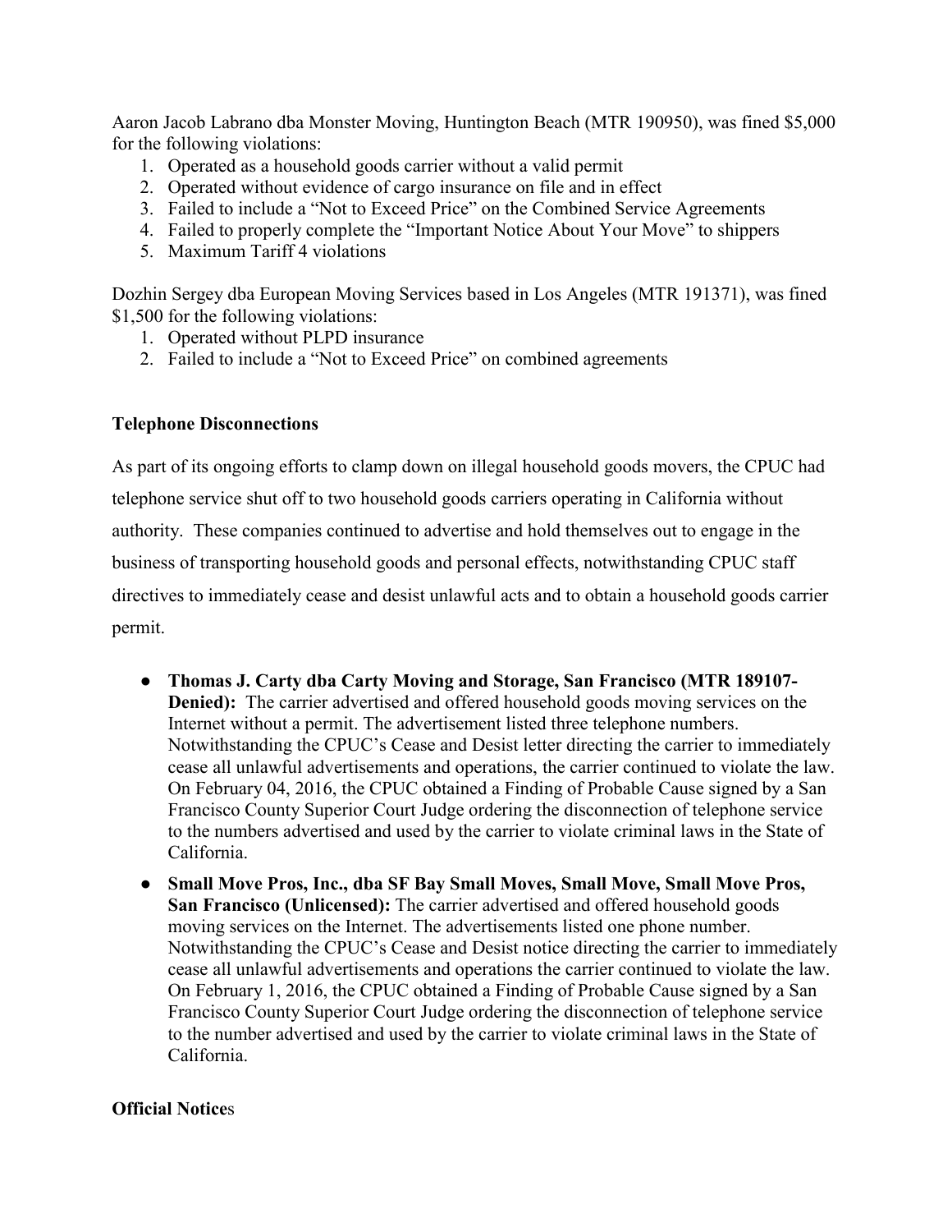Aaron Jacob Labrano dba Monster Moving, Huntington Beach (MTR 190950), was fined $5,000 for the following violations:

1. Operated as a household goods carrier without a valid permit
2. Operated without evidence of cargo insurance on file and in effect
3. Failed to include a "Not to Exceed Price" on the Combined Service Agreements
4. Failed to properly complete the "Important Notice About Your Move" to shippers
5. Maximum Tariff 4 violations

Dozhin Sergey dba European Moving Services based in Los Angeles (MTR 191371), was fined $1,500 for the following violations:

1. Operated without PLPD insurance
2. Failed to include a "Not to Exceed Price" on combined agreements

**Telephone Disconnections**

As part of its ongoing efforts to clamp down on illegal household goods movers, the CPUC had telephone service shut off to two household goods carriers operating in California without authority. These companies continued to advertise and hold themselves out to engage in the business of transporting household goods and personal effects, notwithstanding CPUC staff directives to immediately cease and desist unlawful acts and to obtain a household goods carrier permit.

- **Thomas J. Carty dba Carty Moving and Storage, San Francisco (MTR 189107-Denied):** The carrier advertised and offered household goods moving services on the Internet without a permit. The advertisement listed three telephone numbers. Notwithstanding the CPUC's Cease and Desist letter directing the carrier to immediately cease all unlawful advertisements and operations, the carrier continued to violate the law. On February 04, 2016, the CPUC obtained a Finding of Probable Cause signed by a San Francisco County Superior Court Judge ordering the disconnection of telephone service to the numbers advertised and used by the carrier to violate criminal laws in the State of California.
- **Small Move Pros, Inc., dba SF Bay Small Moves, Small Move, Small Move Pros, San Francisco (Unlicensed):** The carrier advertised and offered household goods moving services on the Internet. The advertisements listed one phone number. Notwithstanding the CPUC's Cease and Desist notice directing the carrier to immediately cease all unlawful advertisements and operations the carrier continued to violate the law. On February 1, 2016, the CPUC obtained a Finding of Probable Cause signed by a San Francisco County Superior Court Judge ordering the disconnection of telephone service to the number advertised and used by the carrier to violate criminal laws in the State of California.

**Official Notices**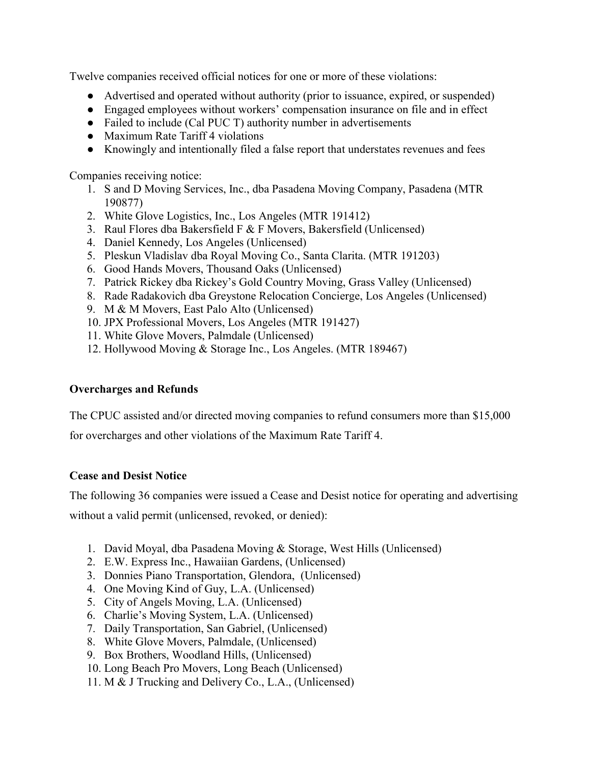Twelve companies received official notices for one or more of these violations:

- Advertised and operated without authority (prior to issuance, expired, or suspended)
- Engaged employees without workers' compensation insurance on file and in effect
- Failed to include (Cal PUC T) authority number in advertisements
- Maximum Rate Tariff 4 violations
- Knowingly and intentionally filed a false report that understates revenues and fees

Companies receiving notice:

1. S and D Moving Services, Inc., dba Pasadena Moving Company, Pasadena (MTR 190877)
2. White Glove Logistics, Inc., Los Angeles (MTR 191412)
3. Raul Flores dba Bakersfield F & F Movers, Bakersfield (Unlicensed)
4. Daniel Kennedy, Los Angeles (Unlicensed)
5. Pleskun Vladislav dba Royal Moving Co., Santa Clarita. (MTR 191203)
6. Good Hands Movers, Thousand Oaks (Unlicensed)
7. Patrick Rickey dba Rickey's Gold Country Moving, Grass Valley (Unlicensed)
8. Rade Radakovich dba Greystone Relocation Concierge, Los Angeles (Unlicensed)
9. M & M Movers, East Palo Alto (Unlicensed)
10. JPX Professional Movers, Los Angeles (MTR 191427)
11. White Glove Movers, Palmdale (Unlicensed)
12. Hollywood Moving & Storage Inc., Los Angeles. (MTR 189467)

**Overcharges and Refunds**

The CPUC assisted and/or directed moving companies to refund consumers more than $15,000 for overcharges and other violations of the Maximum Rate Tariff 4.

**Cease and Desist Notice**

The following 36 companies were issued a Cease and Desist notice for operating and advertising without a valid permit (unlicensed, revoked, or denied):

1. David Moyal, dba Pasadena Moving & Storage, West Hills (Unlicensed)
2. E.W. Express Inc., Hawaiian Gardens, (Unlicensed)
3. Donnies Piano Transportation, Glendora, (Unlicensed)
4. One Moving Kind of Guy, L.A. (Unlicensed)
5. City of Angels Moving, L.A. (Unlicensed)
6. Charlie's Moving System, L.A. (Unlicensed)
7. Daily Transportation, San Gabriel, (Unlicensed)
8. White Glove Movers, Palmdale, (Unlicensed)
9. Box Brothers, Woodland Hills, (Unlicensed)
10. Long Beach Pro Movers, Long Beach (Unlicensed)
11. M & J Trucking and Delivery Co., L.A., (Unlicensed)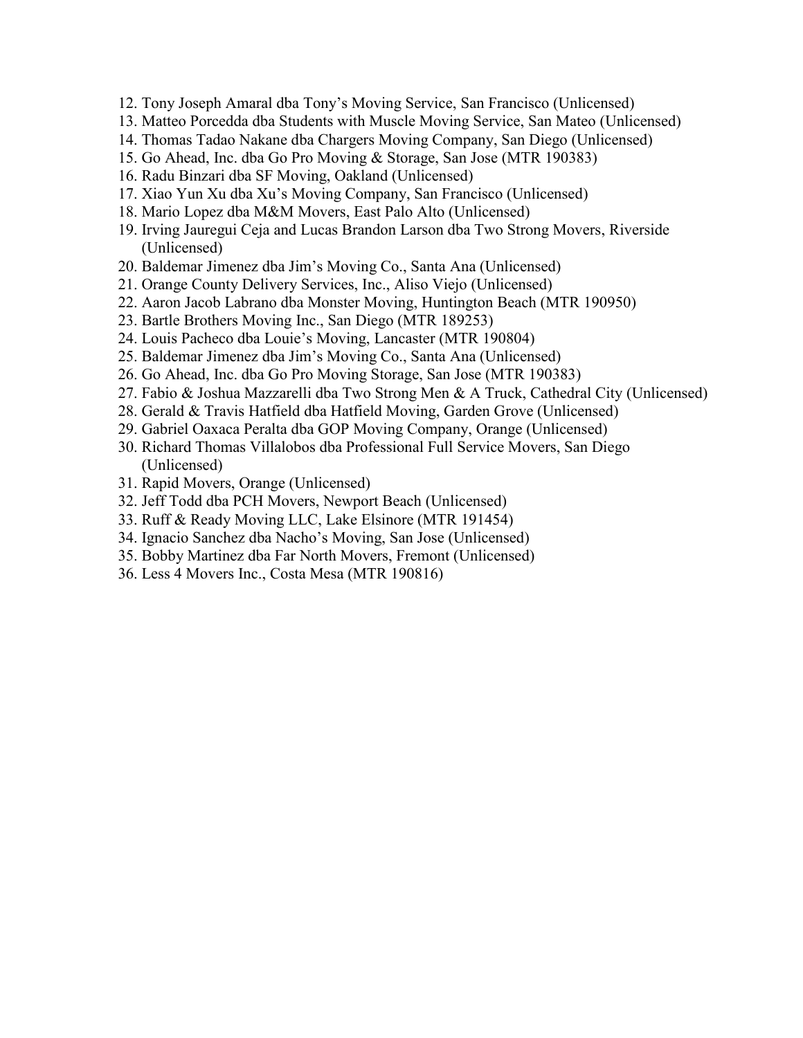12. Tony Joseph Amaral dba Tony's Moving Service, San Francisco (Unlicensed)
13. Matteo Porcedda dba Students with Muscle Moving Service, San Mateo (Unlicensed)
14. Thomas Tadao Nakane dba Chargers Moving Company, San Diego (Unlicensed)
15. Go Ahead, Inc. dba Go Pro Moving & Storage, San Jose (MTR 190383)
16. Radu Binzari dba SF Moving, Oakland (Unlicensed)
17. Xiao Yun Xu dba Xu's Moving Company, San Francisco (Unlicensed)
18. Mario Lopez dba M&M Movers, East Palo Alto (Unlicensed)
19. Irving Jauregui Ceja and Lucas Brandon Larson dba Two Strong Movers, Riverside (Unlicensed)
20. Baldemar Jimenez dba Jim's Moving Co., Santa Ana (Unlicensed)
21. Orange County Delivery Services, Inc., Aliso Viejo (Unlicensed)
22. Aaron Jacob Labrano dba Monster Moving, Huntington Beach (MTR 190950)
23. Bartle Brothers Moving Inc., San Diego (MTR 189253)
24. Louis Pacheco dba Louie's Moving, Lancaster (MTR 190804)
25. Baldemar Jimenez dba Jim's Moving Co., Santa Ana (Unlicensed)
26. Go Ahead, Inc. dba Go Pro Moving Storage, San Jose (MTR 190383)
27. Fabio & Joshua Mazzarelli dba Two Strong Men & A Truck, Cathedral City (Unlicensed)
28. Gerald & Travis Hatfield dba Hatfield Moving, Garden Grove (Unlicensed)
29. Gabriel Oaxaca Peralta dba GOP Moving Company, Orange (Unlicensed)
30. Richard Thomas Villalobos dba Professional Full Service Movers, San Diego (Unlicensed)
31. Rapid Movers, Orange (Unlicensed)
32. Jeff Todd dba PCH Movers, Newport Beach (Unlicensed)
33. Ruff & Ready Moving LLC, Lake Elsinore (MTR 191454)
34. Ignacio Sanchez dba Nacho's Moving, San Jose (Unlicensed)
35. Bobby Martinez dba Far North Movers, Fremont (Unlicensed)
36. Less 4 Movers Inc., Costa Mesa (MTR 190816)